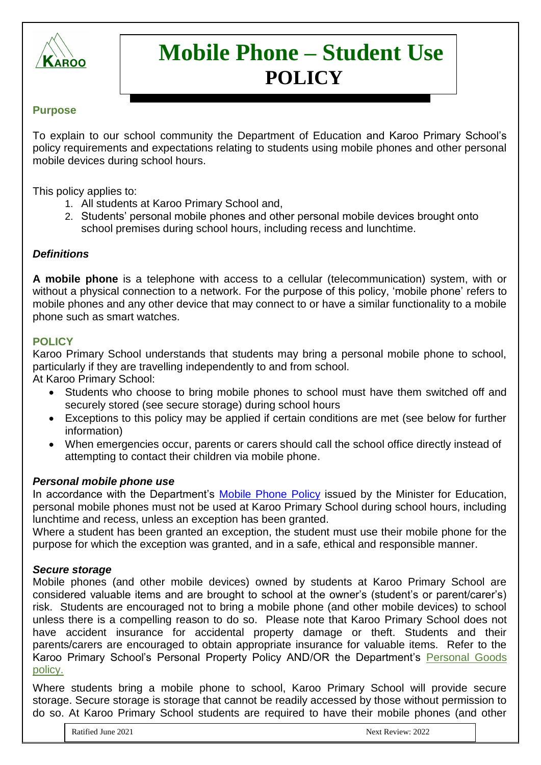# Mobile Phone – Student Use POLICY

## Purpose

To explain to our school community the Department of Education and Karoo Primary School's policy requirements and expectations relating to students using mobile phones and other personal mobile devices during school hours.

This policy applies to:

1. All students at Karoo Primary School and,
2. Students' personal mobile phones and other personal mobile devices brought onto school premises during school hours, including recess and lunchtime.

### *Definitions*

**A mobile phone** is a telephone with access to a cellular (telecommunication) system, with or without a physical connection to a network. For the purpose of this policy, 'mobile phone' refers to mobile phones and any other device that may connect to or have a similar functionality to a mobile phone such as smart watches.

## POLICY

Karoo Primary School understands that students may bring a personal mobile phone to school, particularly if they are travelling independently to and from school.

At Karoo Primary School:

- Students who choose to bring mobile phones to school must have them switched off and securely stored (see secure storage) during school hours
- Exceptions to this policy may be applied if certain conditions are met (see below for further information)
- When emergencies occur, parents or carers should call the school office directly instead of attempting to contact their children via mobile phone.

### *Personal mobile phone use*

In accordance with the Department's Mobile Phone Policy issued by the Minister for Education, personal mobile phones must not be used at Karoo Primary School during school hours, including lunchtime and recess, unless an exception has been granted.

Where a student has been granted an exception, the student must use their mobile phone for the purpose for which the exception was granted, and in a safe, ethical and responsible manner.

### *Secure storage*

Mobile phones (and other mobile devices) owned by students at Karoo Primary School are considered valuable items and are brought to school at the owner's (student's or parent/carer's) risk. Students are encouraged not to bring a mobile phone (and other mobile devices) to school unless there is a compelling reason to do so. Please note that Karoo Primary School does not have accident insurance for accidental property damage or theft. Students and their parents/carers are encouraged to obtain appropriate insurance for valuable items. Refer to the Karoo Primary School's Personal Property Policy AND/OR the Department's Personal Goods policy.

Where students bring a mobile phone to school, Karoo Primary School will provide secure storage. Secure storage is storage that cannot be readily accessed by those without permission to do so. At Karoo Primary School students are required to have their mobile phones (and other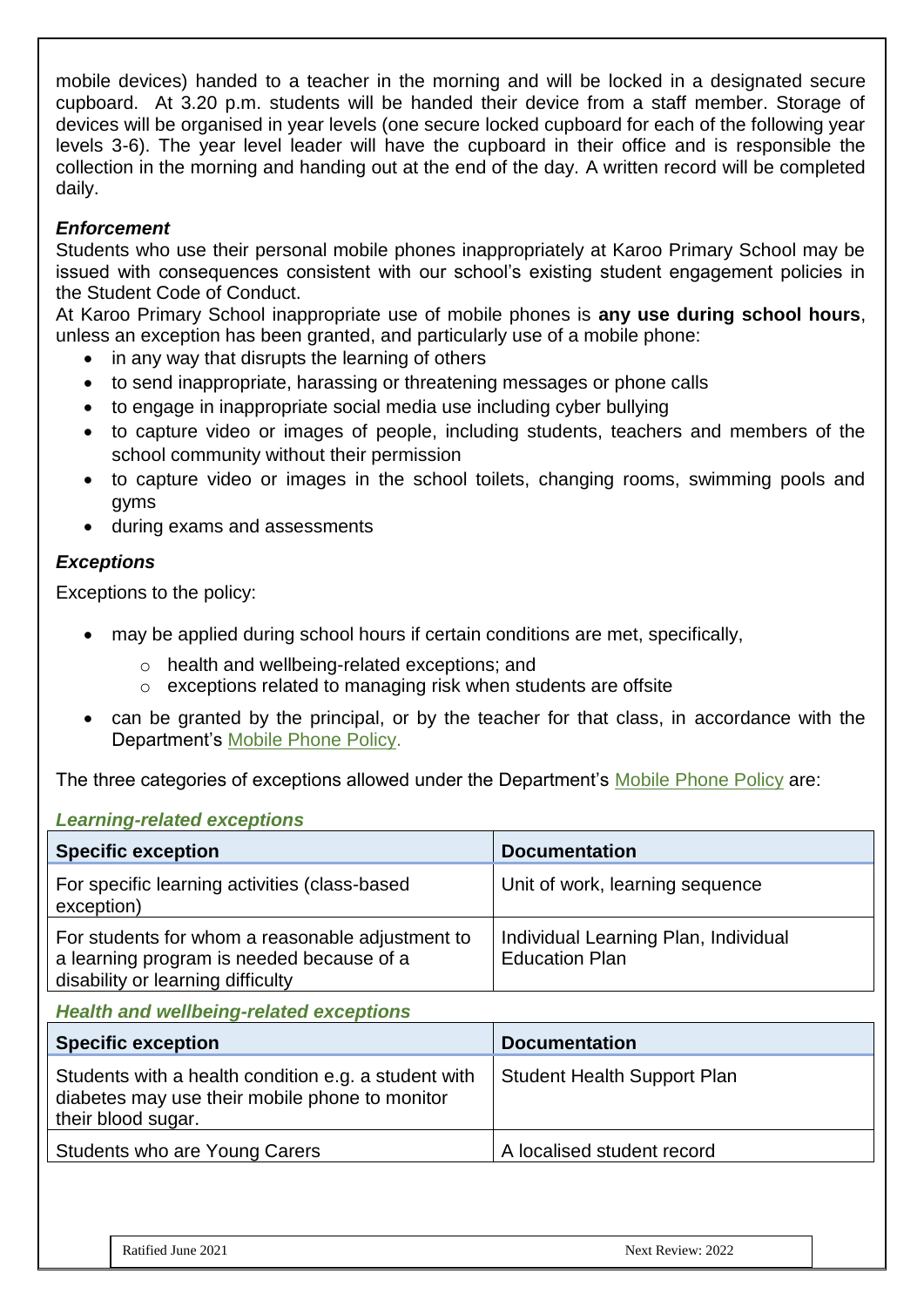mobile devices) handed to a teacher in the morning and will be locked in a designated secure cupboard. At 3.20 p.m. students will be handed their device from a staff member. Storage of devices will be organised in year levels (one secure locked cupboard for each of the following year levels 3-6). The year level leader will have the cupboard in their office and is responsible the collection in the morning and handing out at the end of the day. A written record will be completed daily.

***Enforcement***

Students who use their personal mobile phones inappropriately at Karoo Primary School may be issued with consequences consistent with our school's existing student engagement policies in the Student Code of Conduct.

At Karoo Primary School inappropriate use of mobile phones is **any use during school hours**, unless an exception has been granted, and particularly use of a mobile phone:

- in any way that disrupts the learning of others
- to send inappropriate, harassing or threatening messages or phone calls
- to engage in inappropriate social media use including cyber bullying
- to capture video or images of people, including students, teachers and members of the school community without their permission
- to capture video or images in the school toilets, changing rooms, swimming pools and gyms
- during exams and assessments

***Exceptions***

Exceptions to the policy:

- may be applied during school hours if certain conditions are met, specifically,
    - health and wellbeing-related exceptions; and
    - exceptions related to managing risk when students are offsite
- can be granted by the principal, or by the teacher for that class, in accordance with the Department's Mobile Phone Policy.

The three categories of exceptions allowed under the Department's Mobile Phone Policy are:

***Learning-related exceptions***

| Specific exception | Documentation |
|---|---|
| For specific learning activities (class-based exception) | Unit of work, learning sequence |
| For students for whom a reasonable adjustment to a learning program is needed because of a disability or learning difficulty | Individual Learning Plan, Individual Education Plan |

***Health and wellbeing-related exceptions***

| Specific exception | Documentation |
|---|---|
| Students with a health condition e.g. a student with diabetes may use their mobile phone to monitor their blood sugar. | Student Health Support Plan |
| Students who are Young Carers | A localised student record |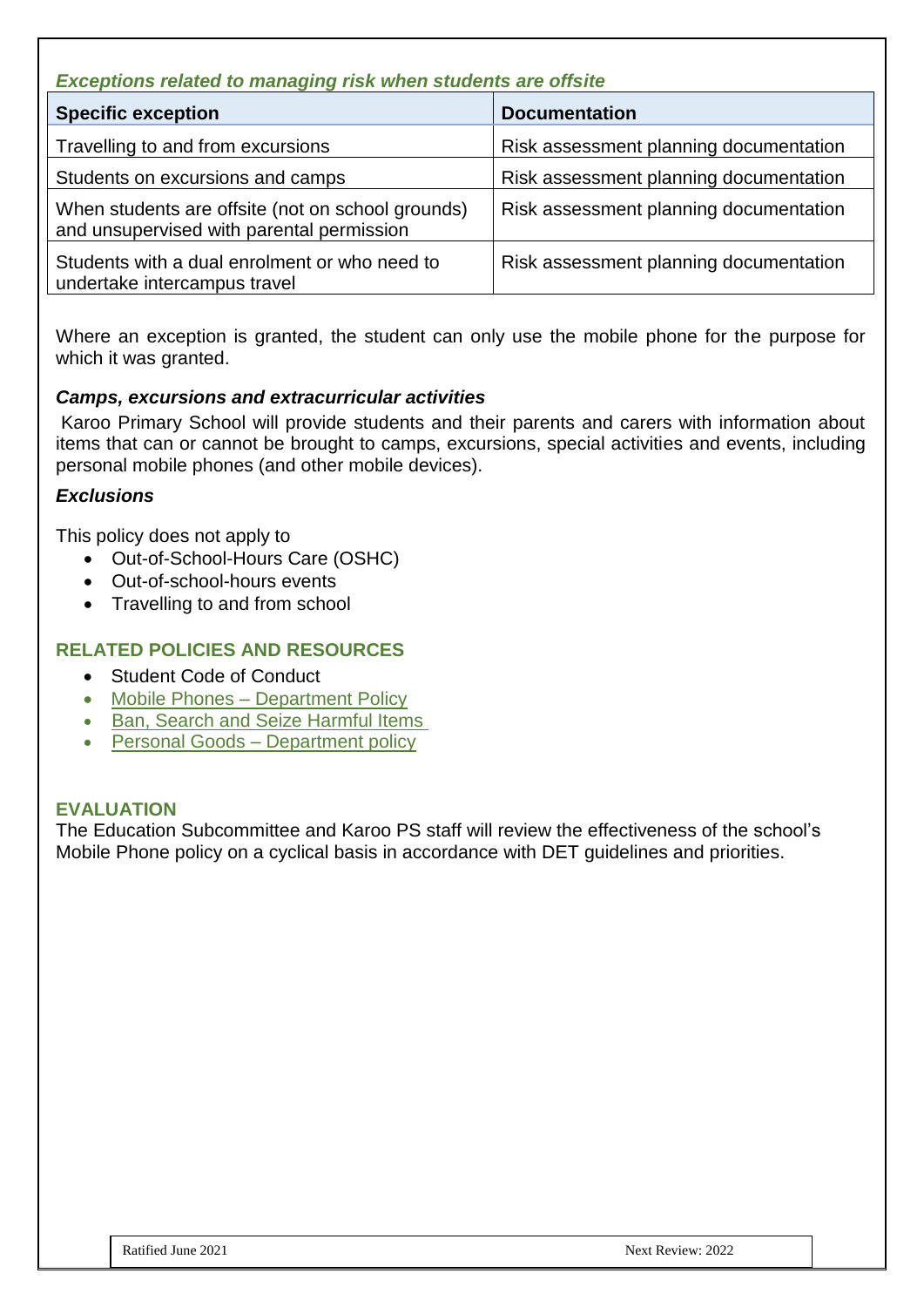***Exceptions related to managing risk when students are offsite***

| Specific exception | Documentation |
| --- | --- |
| Travelling to and from excursions | Risk assessment planning documentation |
| Students on excursions and camps | Risk assessment planning documentation |
| When students are offsite (not on school grounds) and unsupervised with parental permission | Risk assessment planning documentation |
| Students with a dual enrolment or who need to undertake intercampus travel | Risk assessment planning documentation |

Where an exception is granted, the student can only use the mobile phone for the purpose for which it was granted.

***Camps, excursions and extracurricular activities***

Karoo Primary School will provide students and their parents and carers with information about items that can or cannot be brought to camps, excursions, special activities and events, including personal mobile phones (and other mobile devices).

***Exclusions***

This policy does not apply to

- Out-of-School-Hours Care (OSHC)
- Out-of-school-hours events
- Travelling to and from school

## RELATED POLICIES AND RESOURCES

- Student Code of Conduct
- Mobile Phones – Department Policy
- Ban, Search and Seize Harmful Items
- Personal Goods – Department policy

## EVALUATION

The Education Subcommittee and Karoo PS staff will review the effectiveness of the school's Mobile Phone policy on a cyclical basis in accordance with DET guidelines and priorities.

Ratified June 2021 Next Review: 2022